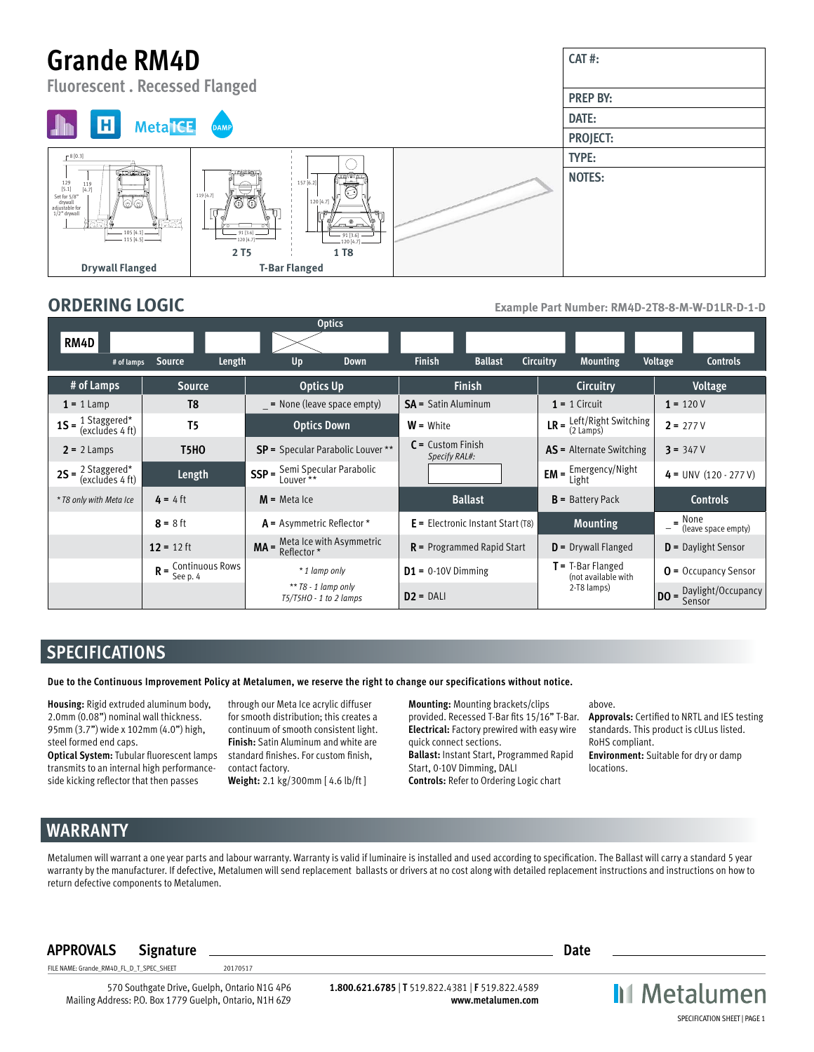# Grande RM4D

## Fluorescent . Recessed Flanged

MetaICE DAMP

| CAT #: |
|---|
| PREP BY: |
| DATE: |
| PROJECT: |
| TYPE: |
| NOTES: |

Drywall Flanged — T-Bar Flanged (2 T5, 1 T8)

## ORDERING LOGIC

**Example Part Number: RM4D-2T8-8-M-W-D1LR-D-1-D**

RM4D — # of lamps — Source — Length — Optics (Up / Down) — Finish — Ballast — Circuitry — Mounting — Voltage — Controls

| # of Lamps | Source | Optics Up | Finish | Circuitry | Voltage |
|---|---|---|---|---|---|
| **1** = 1 Lamp | **T8** | _ = None (leave space empty) | **SA** = Satin Aluminum | **1** = 1 Circuit | **1** = 120 V |
| **1S** = 1 Staggered* (excludes 4 ft) | **T5** | **Optics Down** | **W** = White | **LR** = Left/Right Switching (2 Lamps) | **2** = 277 V |
| **2** = 2 Lamps | **T5HO** | **SP** = Specular Parabolic Louver ** | **C** = Custom Finish *Specify RAL#:* | **AS** = Alternate Switching | **3** = 347 V |
| **2S** = 2 Staggered* (excludes 4 ft) | **Length** | **SSP** = Semi Specular Parabolic Louver ** | | **EM** = Emergency/Night Light | **4** = UNV (120 - 277 V) |
| *\* T8 only with Meta Ice* | **4** = 4 ft | **M** = Meta Ice | **Ballast** | **B** = Battery Pack | **Controls** |
| | **8** = 8 ft | **A** = Asymmetric Reflector * | **E** = Electronic Instant Start (T8) | **Mounting** | _ = None (leave space empty) |
| | **12** = 12 ft | **MA** = Meta Ice with Asymmetric Reflector * | **R** = Programmed Rapid Start | **D** = Drywall Flanged | **D** = Daylight Sensor |
| | **R** = Continuous Rows See p. 4 | *\* 1 lamp only* | **D1** = 0-10V Dimming | **T** = T-Bar Flanged (not available with 2-T8 lamps) | **O** = Occupancy Sensor |
| | | *\*\* T8 - 1 lamp only T5/T5HO - 1 to 2 lamps* | **D2** = DALI | | **DO** = Daylight/Occupancy Sensor |

## SPECIFICATIONS

**Due to the Continuous Improvement Policy at Metalumen, we reserve the right to change our specifications without notice.**

**Housing:** Rigid extruded aluminum body, 2.0mm (0.08") nominal wall thickness. 95mm (3.7") wide x 102mm (4.0") high, steel formed end caps.
**Optical System:** Tubular fluorescent lamps transmits to an internal high performance-side kicking reflector that then passes through our Meta Ice acrylic diffuser for smooth distribution; this creates a continuum of smooth consistent light.
**Finish:** Satin Aluminum and white are standard finishes. For custom finish, contact factory.
**Weight:** 2.1 kg/300mm [ 4.6 lb/ft ]
**Mounting:** Mounting brackets/clips provided. Recessed T-Bar fits 15/16" T-Bar.
**Electrical:** Factory prewired with easy wire quick connect sections.
**Ballast:** Instant Start, Programmed Rapid Start, 0-10V Dimming, DALI
**Controls:** Refer to Ordering Logic chart above.
**Approvals:** Certified to NRTL and IES testing standards. This product is cULus listed. RoHS compliant.
**Environment:** Suitable for dry or damp locations.

## WARRANTY

Metalumen will warrant a one year parts and labour warranty. Warranty is valid if luminaire is installed and used according to specification. The Ballast will carry a standard 5 year warranty by the manufacturer. If defective, Metalumen will send replacement ballasts or drivers at no cost along with detailed replacement instructions and instructions on how to return defective components to Metalumen.

**APPROVALS** **Signature** ______________________ **Date** ______________

FILE NAME: Grande_RM4D_FL_D_T_SPEC_SHEET 20170517

570 Southgate Drive, Guelph, Ontario N1G 4P6
Mailing Address: P.O. Box 1779 Guelph, Ontario, N1H 6Z9

**1.800.621.6785** | **T** 519.822.4381 | **F** 519.822.4589
**www.metalumen.com**

Metalumen
SPECIFICATION SHEET | PAGE 1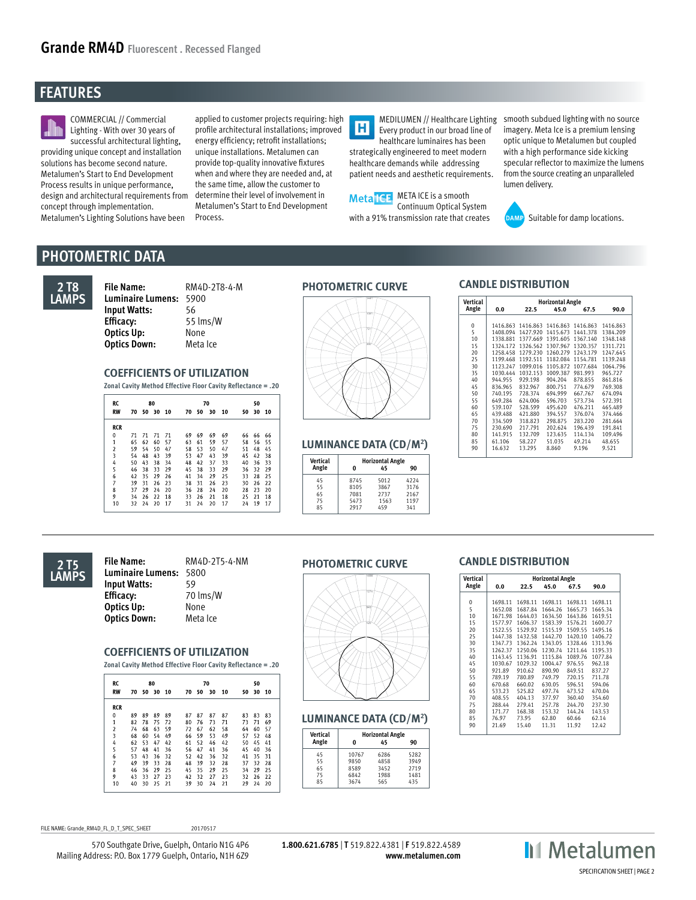# Grande RM4D Fluorescent . Recessed Flanged

## FEATURES

COMMERCIAL // Commercial Lighting - With over 30 years of successful architectural lighting, providing unique concept and installation solutions has become second nature. Metalumen's Start to End Development Process results in unique performance, design and architectural requirements from concept through implementation. Metalumen's Lighting Solutions have been applied to customer projects requiring: high profile architectural installations; improved energy efficiency; retrofit installations; unique installations. Metalumen can provide top-quality innovative fixtures when and where they are needed and, at the same time, allow the customer to determine their level of involvement in Metalumen's Start to End Development Process.

MEDILUMEN // Healthcare Lighting Every product in our broad line of healthcare luminaires has been strategically engineered to meet modern healthcare demands while addressing patient needs and aesthetic requirements.

META ICE is a smooth Continuum Optical System with a 91% transmission rate that creates smooth subdued lighting with no source imagery. Meta Ice is a premium lensing optic unique to Metalumen but coupled with a high performance side kicking specular reflector to maximize the lumens from the source creating an unparalleled lumen delivery.

DAMP Suitable for damp locations.

## PHOTOMETRIC DATA

### 2 T8 LAMPS

| | |
|---|---|
| **File Name:** | RM4D-2T8-4-M |
| **Luminaire Lumens:** | 5900 |
| **Input Watts:** | 56 |
| **Efficacy:** | 55 lms/W |
| **Optics Up:** | None |
| **Optics Down:** | Meta Ice |

#### COEFFICIENTS OF UTILIZATION

Zonal Cavity Method Effective Floor Cavity Reflectance = .20

| RC | 80 | | | | 70 | | | | 50 | | |
|---|---|---|---|---|---|---|---|---|---|---|---|
| RW | 70 | 50 | 30 | 10 | 70 | 50 | 30 | 10 | 50 | 30 | 10 |
| RCR | | | | | | | | | | | |
| 0 | 71 | 71 | 71 | 71 | 69 | 69 | 69 | 69 | 66 | 66 | 66 |
| 1 | 65 | 62 | 60 | 57 | 63 | 61 | 59 | 57 | 58 | 56 | 55 |
| 2 | 59 | 54 | 50 | 47 | 58 | 53 | 50 | 47 | 51 | 48 | 45 |
| 3 | 54 | 48 | 43 | 39 | 53 | 47 | 43 | 39 | 45 | 42 | 38 |
| 4 | 50 | 43 | 38 | 34 | 48 | 42 | 37 | 33 | 40 | 36 | 33 |
| 5 | 46 | 38 | 33 | 29 | 45 | 38 | 33 | 29 | 36 | 32 | 29 |
| 6 | 42 | 35 | 29 | 26 | 41 | 34 | 29 | 25 | 33 | 28 | 25 |
| 7 | 39 | 31 | 26 | 23 | 38 | 31 | 26 | 23 | 30 | 26 | 22 |
| 8 | 37 | 29 | 24 | 20 | 36 | 28 | 24 | 20 | 28 | 23 | 20 |
| 9 | 34 | 26 | 22 | 18 | 33 | 26 | 21 | 18 | 25 | 21 | 18 |
| 10 | 32 | 24 | 20 | 17 | 31 | 24 | 20 | 17 | 24 | 19 | 17 |

#### PHOTOMETRIC CURVE

#### LUMINANCE DATA (CD/M²)

| Vertical Angle | Horizontal Angle 0 | 45 | 90 |
|---|---|---|---|
| 45 | 8745 | 5012 | 4224 |
| 55 | 8105 | 3867 | 3176 |
| 65 | 7081 | 2737 | 2167 |
| 75 | 5473 | 1563 | 1197 |
| 85 | 2917 | 459 | 341 |

#### CANDLE DISTRIBUTION

| Vertical Angle | Horizontal Angle 0.0 | 22.5 | 45.0 | 67.5 | 90.0 |
|---|---|---|---|---|---|
| 0 | 1416.863 | 1416.863 | 1416.863 | 1416.863 | 1416.863 |
| 5 | 1408.094 | 1427.920 | 1415.673 | 1441.378 | 1384.209 |
| 10 | 1338.881 | 1377.669 | 1391.605 | 1367.140 | 1348.148 |
| 15 | 1324.172 | 1326.562 | 1307.967 | 1320.357 | 1311.721 |
| 20 | 1258.458 | 1279.230 | 1260.279 | 1243.179 | 1247.645 |
| 25 | 1199.468 | 1192.511 | 1182.084 | 1154.781 | 1139.248 |
| 30 | 1123.247 | 1099.016 | 1105.872 | 1077.684 | 1064.796 |
| 35 | 1030.444 | 1032.153 | 1009.387 | 981.993 | 965.727 |
| 40 | 944.955 | 929.198 | 904.204 | 878.855 | 861.816 |
| 45 | 836.965 | 832.967 | 800.751 | 774.679 | 769.308 |
| 50 | 740.195 | 728.374 | 694.999 | 667.767 | 674.094 |
| 55 | 649.284 | 624.006 | 596.703 | 573.734 | 572.391 |
| 60 | 539.107 | 528.599 | 495.620 | 476.211 | 465.489 |
| 65 | 439.488 | 421.880 | 394.557 | 376.074 | 374.466 |
| 70 | 334.509 | 318.823 | 298.875 | 283.220 | 281.664 |
| 75 | 230.690 | 217.791 | 202.624 | 196.439 | 191.841 |
| 80 | 141.915 | 132.709 | 123.635 | 114.134 | 109.496 |
| 85 | 61.106 | 58.227 | 51.035 | 49.214 | 48.655 |
| 90 | 16.632 | 13.295 | 8.860 | 9.196 | 9.521 |

### 2 T5 LAMPS

| | |
|---|---|
| **File Name:** | RM4D-2T5-4-NM |
| **Luminaire Lumens:** | 5800 |
| **Input Watts:** | 59 |
| **Efficacy:** | 70 lms/W |
| **Optics Up:** | None |
| **Optics Down:** | Meta Ice |

#### COEFFICIENTS OF UTILIZATION

Zonal Cavity Method Effective Floor Cavity Reflectance = .20

| RC | 80 | | | | 70 | | | | 50 | | |
|---|---|---|---|---|---|---|---|---|---|---|---|
| RW | 70 | 50 | 30 | 10 | 70 | 50 | 30 | 10 | 50 | 30 | 10 |
| RCR | | | | | | | | | | | |
| 0 | 89 | 89 | 89 | 89 | 87 | 87 | 87 | 87 | 83 | 83 | 83 |
| 1 | 82 | 78 | 75 | 72 | 80 | 76 | 73 | 71 | 73 | 71 | 69 |
| 2 | 74 | 68 | 63 | 59 | 72 | 67 | 62 | 58 | 64 | 60 | 57 |
| 3 | 68 | 60 | 54 | 49 | 66 | 59 | 53 | 49 | 57 | 52 | 48 |
| 4 | 62 | 53 | 47 | 42 | 61 | 52 | 46 | 42 | 50 | 45 | 41 |
| 5 | 57 | 48 | 41 | 36 | 56 | 47 | 41 | 36 | 45 | 40 | 36 |
| 6 | 53 | 43 | 36 | 32 | 52 | 42 | 36 | 32 | 41 | 35 | 31 |
| 7 | 49 | 39 | 33 | 28 | 48 | 39 | 32 | 28 | 37 | 32 | 28 |
| 8 | 46 | 36 | 29 | 25 | 45 | 35 | 29 | 25 | 34 | 29 | 25 |
| 9 | 43 | 33 | 27 | 23 | 42 | 32 | 27 | 23 | 32 | 26 | 22 |
| 10 | 40 | 30 | 25 | 21 | 39 | 30 | 24 | 21 | 29 | 24 | 20 |

#### PHOTOMETRIC CURVE

#### LUMINANCE DATA (CD/M²)

| Vertical Angle | Horizontal Angle 0 | 45 | 90 |
|---|---|---|---|
| 45 | 10767 | 6286 | 5282 |
| 55 | 9850 | 4858 | 3949 |
| 65 | 8589 | 3452 | 2719 |
| 75 | 6842 | 1988 | 1481 |
| 85 | 3674 | 565 | 435 |

#### CANDLE DISTRIBUTION

| Vertical Angle | Horizontal Angle 0.0 | 22.5 | 45.0 | 67.5 | 90.0 |
|---|---|---|---|---|---|
| 0 | 1698.11 | 1698.11 | 1698.11 | 1698.11 | 1698.11 |
| 5 | 1652.08 | 1687.84 | 1664.26 | 1665.73 | 1665.34 |
| 10 | 1671.98 | 1644.03 | 1634.50 | 1643.86 | 1619.51 |
| 15 | 1577.97 | 1606.37 | 1583.39 | 1576.21 | 1600.77 |
| 20 | 1522.55 | 1529.92 | 1515.19 | 1509.55 | 1495.16 |
| 25 | 1447.38 | 1432.58 | 1442.70 | 1420.10 | 1406.72 |
| 30 | 1347.73 | 1362.24 | 1343.05 | 1328.46 | 1313.96 |
| 35 | 1262.37 | 1250.06 | 1230.74 | 1211.64 | 1195.33 |
| 40 | 1143.45 | 1136.91 | 1115.84 | 1089.76 | 1077.84 |
| 45 | 1030.67 | 1029.32 | 1004.47 | 976.55 | 962.18 |
| 50 | 921.89 | 910.62 | 890.90 | 849.51 | 837.27 |
| 55 | 789.19 | 780.89 | 749.79 | 720.15 | 711.78 |
| 60 | 670.68 | 660.02 | 630.05 | 596.51 | 594.06 |
| 65 | 533.23 | 525.82 | 497.74 | 473.52 | 470.04 |
| 70 | 408.55 | 404.13 | 377.97 | 360.40 | 354.60 |
| 75 | 288.44 | 279.41 | 257.78 | 244.70 | 237.30 |
| 80 | 171.77 | 168.38 | 153.32 | 144.24 | 143.53 |
| 85 | 76.97 | 73.95 | 62.80 | 60.66 | 62.14 |
| 90 | 21.69 | 15.40 | 11.31 | 11.92 | 12.42 |

FILE NAME: Grande_RM4D_FL_D_T_SPEC_SHEET 20170517

570 Southgate Drive, Guelph, Ontario N1G 4P6
Mailing Address: P.O. Box 1779 Guelph, Ontario, N1H 6Z9

**1.800.621.6785** | **T** 519.822.4381 | **F** 519.822.4589
**www.metalumen.com**

Metalumen
SPECIFICATION SHEET | PAGE 2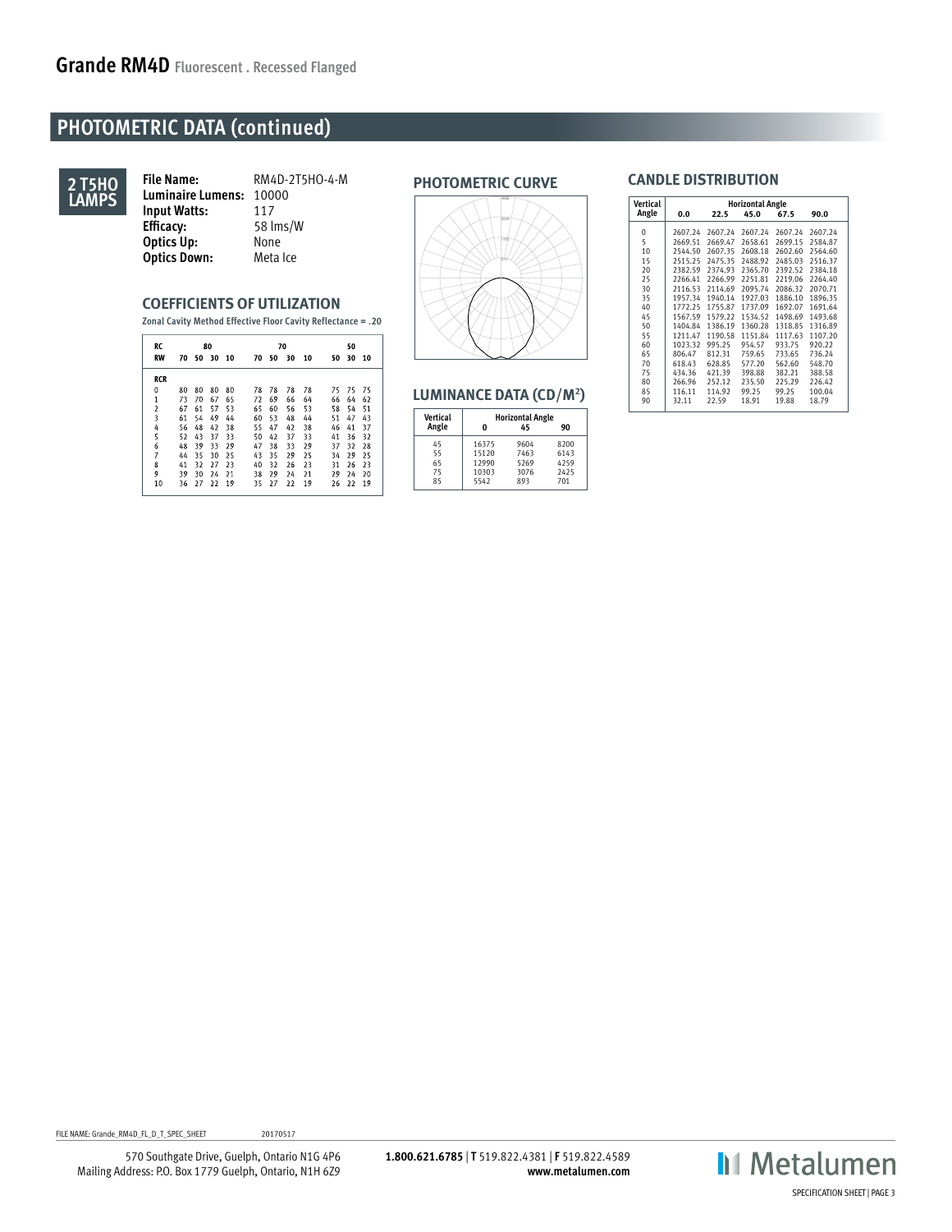## PHOTOMETRIC DATA (continued)

**2 T5HO LAMPS**

| | |
|---|---|
| **File Name:** | RM4D-2T5HO-4-M |
| **Luminaire Lumens:** | 10000 |
| **Input Watts:** | 117 |
| **Efficacy:** | 58 lms/W |
| **Optics Up:** | None |
| **Optics Down:** | Meta Ice |

### COEFFICIENTS OF UTILIZATION

**Zonal Cavity Method Effective Floor Cavity Reflectance = .20**

| RC | 80 | | | | 70 | | | | 50 | | |
|---|---|---|---|---|---|---|---|---|---|---|---|
| RW | 70 | 50 | 30 | 10 | 70 | 50 | 30 | 10 | 50 | 30 | 10 |
| RCR | | | | | | | | | | | |
| 0 | 80 | 80 | 80 | 80 | 78 | 78 | 78 | 78 | 75 | 75 | 75 |
| 1 | 73 | 70 | 67 | 65 | 72 | 69 | 66 | 64 | 66 | 64 | 62 |
| 2 | 67 | 61 | 57 | 53 | 65 | 60 | 56 | 53 | 58 | 54 | 51 |
| 3 | 61 | 54 | 49 | 44 | 60 | 53 | 48 | 44 | 51 | 47 | 43 |
| 4 | 56 | 48 | 42 | 38 | 55 | 47 | 42 | 38 | 46 | 41 | 37 |
| 5 | 52 | 43 | 37 | 33 | 50 | 42 | 37 | 33 | 41 | 36 | 32 |
| 6 | 48 | 39 | 33 | 29 | 47 | 38 | 33 | 29 | 37 | 32 | 28 |
| 7 | 44 | 35 | 30 | 25 | 43 | 35 | 29 | 25 | 34 | 29 | 25 |
| 8 | 41 | 32 | 27 | 23 | 40 | 32 | 26 | 23 | 31 | 26 | 23 |
| 9 | 39 | 30 | 24 | 21 | 38 | 29 | 24 | 21 | 29 | 24 | 20 |
| 10 | 36 | 27 | 22 | 19 | 35 | 27 | 22 | 19 | 26 | 22 | 19 |

### PHOTOMETRIC CURVE

### LUMINANCE DATA (CD/M²)

| Vertical Angle | Horizontal Angle 0 | 45 | 90 |
|---|---|---|---|
| 45 | 16375 | 9604 | 8200 |
| 55 | 15120 | 7463 | 6143 |
| 65 | 12990 | 5269 | 4259 |
| 75 | 10303 | 3076 | 2425 |
| 85 | 5542 | 893 | 701 |

### CANDLE DISTRIBUTION

| Vertical Angle | Horizontal Angle 0.0 | 22.5 | 45.0 | 67.5 | 90.0 |
|---|---|---|---|---|---|
| 0 | 2607.24 | 2607.24 | 2607.24 | 2607.24 | 2607.24 |
| 5 | 2669.51 | 2669.47 | 2658.61 | 2699.15 | 2584.87 |
| 10 | 2544.50 | 2607.35 | 2608.18 | 2602.60 | 2564.60 |
| 15 | 2515.25 | 2475.35 | 2488.92 | 2485.03 | 2516.37 |
| 20 | 2382.59 | 2374.93 | 2365.70 | 2392.52 | 2384.18 |
| 25 | 2266.41 | 2266.99 | 2251.81 | 2219.06 | 2264.40 |
| 30 | 2116.53 | 2114.69 | 2095.74 | 2086.32 | 2070.71 |
| 35 | 1957.34 | 1940.14 | 1927.03 | 1886.10 | 1896.35 |
| 40 | 1772.25 | 1755.87 | 1737.09 | 1692.07 | 1691.64 |
| 45 | 1567.59 | 1579.22 | 1534.52 | 1498.69 | 1493.68 |
| 50 | 1404.84 | 1386.19 | 1360.28 | 1318.85 | 1316.89 |
| 55 | 1211.47 | 1190.58 | 1151.84 | 1117.63 | 1107.20 |
| 60 | 1023.32 | 995.25 | 954.57 | 933.75 | 920.22 |
| 65 | 806.47 | 812.31 | 759.65 | 733.65 | 736.24 |
| 70 | 618.43 | 628.85 | 577.20 | 562.60 | 548.70 |
| 75 | 434.36 | 421.39 | 398.88 | 382.21 | 388.58 |
| 80 | 266.96 | 252.12 | 235.50 | 225.29 | 226.42 |
| 85 | 116.11 | 114.92 | 99.25 | 99.25 | 100.04 |
| 90 | 32.11 | 22.59 | 18.91 | 19.88 | 18.79 |

FILE NAME: Grande_RM4D_FL_D_T_SPEC_SHEET 20170517

570 Southgate Drive, Guelph, Ontario N1G 4P6
Mailing Address: P.O. Box 1779 Guelph, Ontario, N1H 6Z9

**1.800.621.6785** | **T** 519.822.4381 | **F** 519.822.4589
**www.metalumen.com**

Metalumen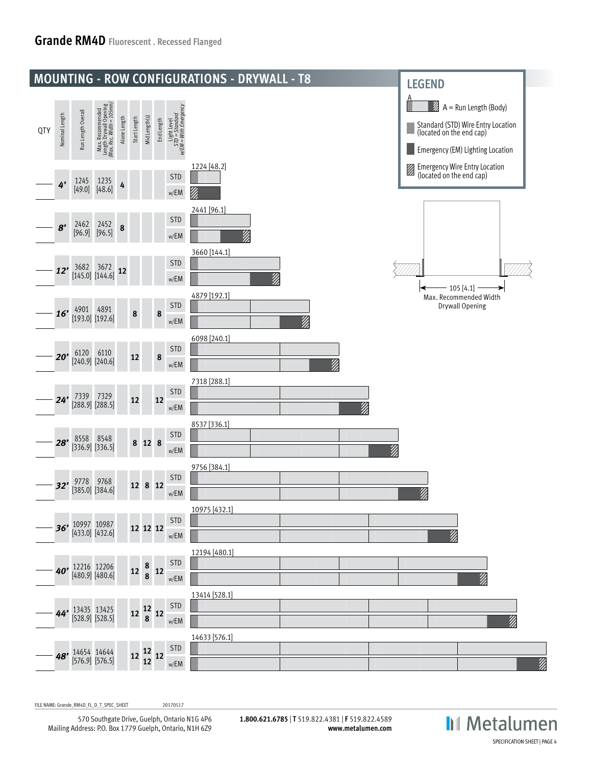# Grande RM4D Fluorescent . Recessed Flanged

## MOUNTING - ROW CONFIGURATIONS - DRYWALL - T8

| QTY | Nominal Length | Run Length Overall | Max. Recommended Length Drywall Opening (Max. Rec. Width = 105mm) | Alone Length | Start Length | Mid Length(s) | End Length | Light Level STD = Standard w/EM = With Emergency | |
|---|---|---|---|---|---|---|---|---|---|
| | 4' | 1245 [49.0] | 1235 [48.6] | 4 | | | | STD / w/EM | 1224 [48.2] |
| | 8' | 2462 [96.9] | 2452 [96.5] | 8 | | | | STD / w/EM | 2441 [96.1] |
| | 12' | 3682 [145.0] | 3672 [144.6] | 12 | | | | STD / w/EM | 3660 [144.1] |
| | 16' | 4901 [193.0] | 4891 [192.6] | | 8 | | 8 | STD / w/EM | 4879 [192.1] |
| | 20' | 6120 [240.9] | 6110 [240.6] | | 12 | | 8 | STD / w/EM | 6098 [240.1] |
| | 24' | 7339 [288.9] | 7329 [288.5] | | 12 | | 12 | STD / w/EM | 7318 [288.1] |
| | 28' | 8558 [336.9] | 8548 [336.5] | | 8 | 12 | 8 | STD / w/EM | 8537 [336.1] |
| | 32' | 9778 [385.0] | 9768 [384.6] | | 12 | 8 | 12 | STD / w/EM | 9756 [384.1] |
| | 36' | 10997 [433.0] | 10987 [432.6] | | 12 | 12 | 12 | STD / w/EM | 10975 [432.1] |
| | 40' | 12216 [480.9] | 12206 [480.6] | | 12 | 8, 8 | 12 | STD / w/EM | 12194 [480.1] |
| | 44' | 13435 [528.9] | 13425 [528.5] | | 12 | 12, 8 | 12 | STD / w/EM | 13414 [528.1] |
| | 48' | 14654 [576.9] | 14644 [576.5] | | 12 | 12, 12 | 12 | STD / w/EM | 14633 [576.1] |

### LEGEND

A = Run Length (Body)

Standard (STD) Wire Entry Location (located on the end cap)

Emergency (EM) Lighting Location

Emergency Wire Entry Location (located on the end cap)

105 [4.1]
Max. Recommended Width Drywall Opening

FILE NAME: Grande_RM4D_FL_D_T_SPEC_SHEET 20170517

570 Southgate Drive, Guelph, Ontario N1G 4P6
Mailing Address: P.O. Box 1779 Guelph, Ontario, N1H 6Z9

**1.800.621.6785** | **T** 519.822.4381 | **F** 519.822.4589
**www.metalumen.com**

Metalumen

SPECIFICATION SHEET | PAGE 4